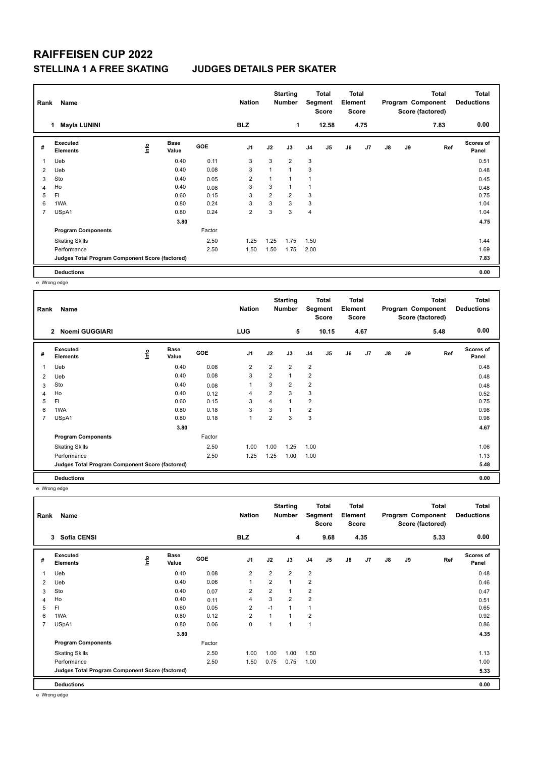# RAIFFEISEN CUP 2022

## STELLINA 1 A FREE SKATING JUDGES DETAILS PER SKATER

| Rank | Name | Nation | Starting Number | Total Segment Score | Total Element Score | Total Program Component Score (factored) | Total Deductions |
|---|---|---|---|---|---|---|---|
| 1 | Mayla LUNINI | BLZ | 1 | 12.58 | 4.75 | 7.83 | 0.00 |

| # | Executed Elements | Info | Base Value | GOE | J1 | J2 | J3 | J4 | J5 | J6 | J7 | J8 | J9 | Ref | Scores of Panel |
|---|---|---|---|---|---|---|---|---|---|---|---|---|---|---|---|
| 1 | Ueb | | 0.40 | 0.11 | 3 | 3 | 2 | 3 | | | | | | | 0.51 |
| 2 | Ueb | | 0.40 | 0.08 | 3 | 1 | 1 | 3 | | | | | | | 0.48 |
| 3 | Sto | | 0.40 | 0.05 | 2 | 1 | 1 | 1 | | | | | | | 0.45 |
| 4 | Ho | | 0.40 | 0.08 | 3 | 3 | 1 | 1 | | | | | | | 0.48 |
| 5 | Fl | | 0.60 | 0.15 | 3 | 2 | 2 | 3 | | | | | | | 0.75 |
| 6 | 1WA | | 0.80 | 0.24 | 3 | 3 | 3 | 3 | | | | | | | 1.04 |
| 7 | USpA1 | | 0.80 | 0.24 | 2 | 3 | 3 | 4 | | | | | | | 1.04 |
| | | | 3.80 | | | | | | | | | | | | 4.75 |
| | **Program Components** | | | Factor | | | | | | | | | | | |
| | Skating Skills | | | 2.50 | 1.25 | 1.25 | 1.75 | 1.50 | | | | | | | 1.44 |
| | Performance | | | 2.50 | 1.50 | 1.50 | 1.75 | 2.00 | | | | | | | 1.69 |
| | **Judges Total Program Component Score (factored)** | | | | | | | | | | | | | | 7.83 |
| | **Deductions** | | | | | | | | | | | | | | 0.00 |

e Wrong edge

| Rank | Name | Nation | Starting Number | Total Segment Score | Total Element Score | Total Program Component Score (factored) | Total Deductions |
|---|---|---|---|---|---|---|---|
| 2 | Noemi GUGGIARI | LUG | 5 | 10.15 | 4.67 | 5.48 | 0.00 |

| # | Executed Elements | Info | Base Value | GOE | J1 | J2 | J3 | J4 | J5 | J6 | J7 | J8 | J9 | Ref | Scores of Panel |
|---|---|---|---|---|---|---|---|---|---|---|---|---|---|---|---|
| 1 | Ueb | | 0.40 | 0.08 | 2 | 2 | 2 | 2 | | | | | | | 0.48 |
| 2 | Ueb | | 0.40 | 0.08 | 3 | 2 | 1 | 2 | | | | | | | 0.48 |
| 3 | Sto | | 0.40 | 0.08 | 1 | 3 | 2 | 2 | | | | | | | 0.48 |
| 4 | Ho | | 0.40 | 0.12 | 4 | 2 | 3 | 3 | | | | | | | 0.52 |
| 5 | Fl | | 0.60 | 0.15 | 3 | 4 | 1 | 2 | | | | | | | 0.75 |
| 6 | 1WA | | 0.80 | 0.18 | 3 | 3 | 1 | 2 | | | | | | | 0.98 |
| 7 | USpA1 | | 0.80 | 0.18 | 1 | 2 | 3 | 3 | | | | | | | 0.98 |
| | | | 3.80 | | | | | | | | | | | | 4.67 |
| | **Program Components** | | | Factor | | | | | | | | | | | |
| | Skating Skills | | | 2.50 | 1.00 | 1.00 | 1.25 | 1.00 | | | | | | | 1.06 |
| | Performance | | | 2.50 | 1.25 | 1.25 | 1.00 | 1.00 | | | | | | | 1.13 |
| | **Judges Total Program Component Score (factored)** | | | | | | | | | | | | | | 5.48 |
| | **Deductions** | | | | | | | | | | | | | | 0.00 |

e Wrong edge

| Rank | Name | Nation | Starting Number | Total Segment Score | Total Element Score | Total Program Component Score (factored) | Total Deductions |
|---|---|---|---|---|---|---|---|
| 3 | Sofia CENSI | BLZ | 4 | 9.68 | 4.35 | 5.33 | 0.00 |

| # | Executed Elements | Info | Base Value | GOE | J1 | J2 | J3 | J4 | J5 | J6 | J7 | J8 | J9 | Ref | Scores of Panel |
|---|---|---|---|---|---|---|---|---|---|---|---|---|---|---|---|
| 1 | Ueb | | 0.40 | 0.08 | 2 | 2 | 2 | 2 | | | | | | | 0.48 |
| 2 | Ueb | | 0.40 | 0.06 | 1 | 2 | 1 | 2 | | | | | | | 0.46 |
| 3 | Sto | | 0.40 | 0.07 | 2 | 2 | 1 | 2 | | | | | | | 0.47 |
| 4 | Ho | | 0.40 | 0.11 | 4 | 3 | 2 | 2 | | | | | | | 0.51 |
| 5 | Fl | | 0.60 | 0.05 | 2 | -1 | 1 | 1 | | | | | | | 0.65 |
| 6 | 1WA | | 0.80 | 0.12 | 2 | 1 | 1 | 2 | | | | | | | 0.92 |
| 7 | USpA1 | | 0.80 | 0.06 | 0 | 1 | 1 | 1 | | | | | | | 0.86 |
| | | | 3.80 | | | | | | | | | | | | 4.35 |
| | **Program Components** | | | Factor | | | | | | | | | | | |
| | Skating Skills | | | 2.50 | 1.00 | 1.00 | 1.00 | 1.50 | | | | | | | 1.13 |
| | Performance | | | 2.50 | 1.50 | 0.75 | 0.75 | 1.00 | | | | | | | 1.00 |
| | **Judges Total Program Component Score (factored)** | | | | | | | | | | | | | | 5.33 |
| | **Deductions** | | | | | | | | | | | | | | 0.00 |

e Wrong edge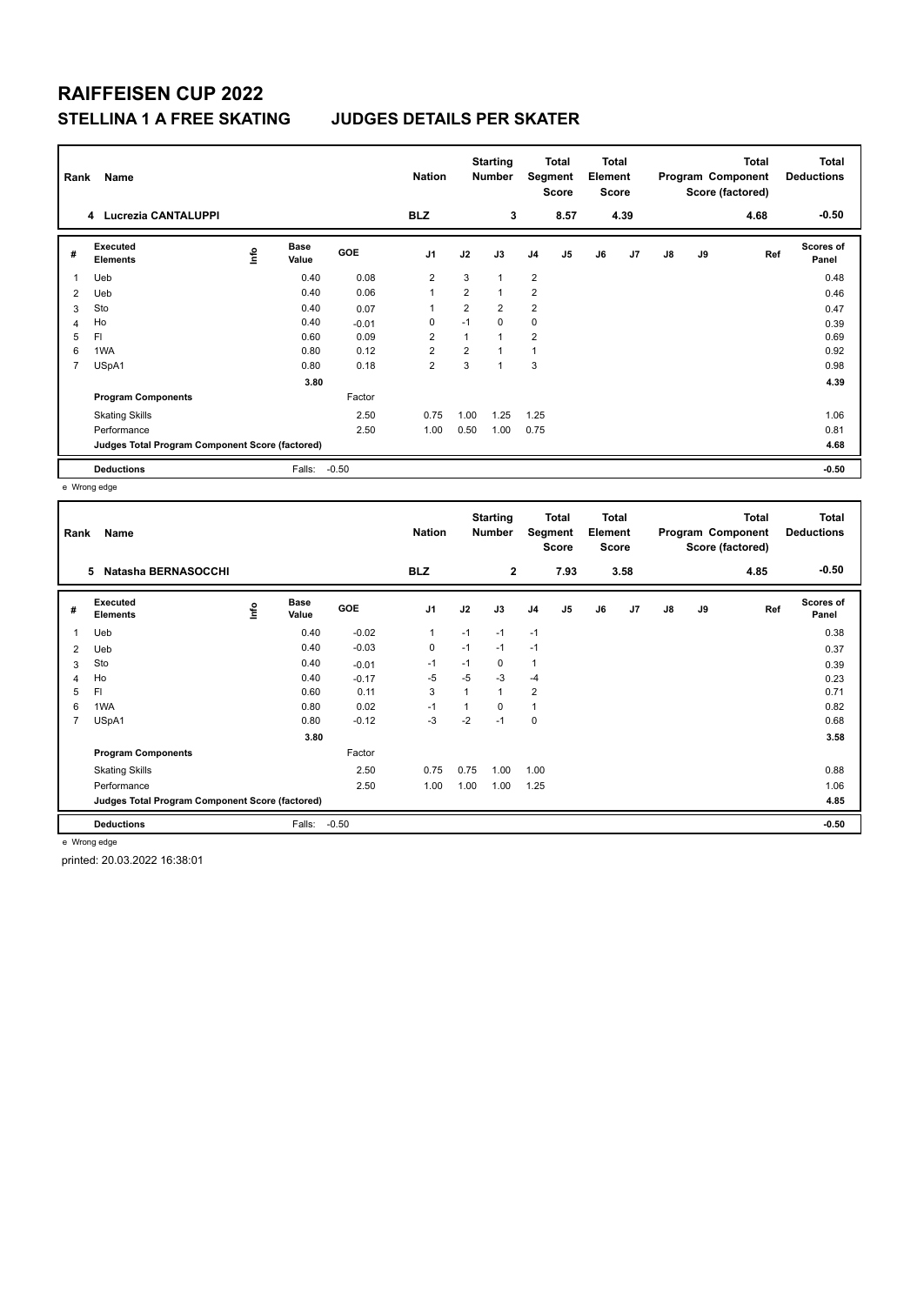# RAIFFEISEN CUP 2022

## STELLINA 1 A FREE SKATING JUDGES DETAILS PER SKATER

| Rank | Name | Nation | Starting Number | Total Segment Score | Total Element Score | Total Program Component Score (factored) | Total Deductions |
|---|---|---|---|---|---|---|---|
| 4 | Lucrezia CANTALUPPI | BLZ | 3 | 8.57 | 4.39 | 4.68 | -0.50 |

| # | Executed Elements | Info | Base Value | GOE | J1 | J2 | J3 | J4 | J5 | J6 | J7 | J8 | J9 | Ref | Scores of Panel |
|---|---|---|---|---|---|---|---|---|---|---|---|---|---|---|---|
| 1 | Ueb | | 0.40 | 0.08 | 2 | 3 | 1 | 2 | | | | | | | 0.48 |
| 2 | Ueb | | 0.40 | 0.06 | 1 | 2 | 1 | 2 | | | | | | | 0.46 |
| 3 | Sto | | 0.40 | 0.07 | 1 | 2 | 2 | 2 | | | | | | | 0.47 |
| 4 | Ho | | 0.40 | -0.01 | 0 | -1 | 0 | 0 | | | | | | | 0.39 |
| 5 | Fl | | 0.60 | 0.09 | 2 | 1 | 1 | 2 | | | | | | | 0.69 |
| 6 | 1WA | | 0.80 | 0.12 | 2 | 2 | 1 | 1 | | | | | | | 0.92 |
| 7 | USpA1 | | 0.80 | 0.18 | 2 | 3 | 1 | 3 | | | | | | | 0.98 |
| | | | 3.80 | | | | | | | | | | | | 4.39 |
| | Program Components | | | Factor | | | | | | | | | | | |
| | Skating Skills | | | 2.50 | 0.75 | 1.00 | 1.25 | 1.25 | | | | | | | 1.06 |
| | Performance | | | 2.50 | 1.00 | 0.50 | 1.00 | 0.75 | | | | | | | 0.81 |
| | Judges Total Program Component Score (factored) | | | | | | | | | | | | | | 4.68 |
| | Deductions | | Falls: | -0.50 | | | | | | | | | | | -0.50 |

e Wrong edge

| Rank | Name | Nation | Starting Number | Total Segment Score | Total Element Score | Total Program Component Score (factored) | Total Deductions |
|---|---|---|---|---|---|---|---|
| 5 | Natasha BERNASOCCHI | BLZ | 2 | 7.93 | 3.58 | 4.85 | -0.50 |

| # | Executed Elements | Info | Base Value | GOE | J1 | J2 | J3 | J4 | J5 | J6 | J7 | J8 | J9 | Ref | Scores of Panel |
|---|---|---|---|---|---|---|---|---|---|---|---|---|---|---|---|
| 1 | Ueb | | 0.40 | -0.02 | 1 | -1 | -1 | -1 | | | | | | | 0.38 |
| 2 | Ueb | | 0.40 | -0.03 | 0 | -1 | -1 | -1 | | | | | | | 0.37 |
| 3 | Sto | | 0.40 | -0.01 | -1 | -1 | 0 | 1 | | | | | | | 0.39 |
| 4 | Ho | | 0.40 | -0.17 | -5 | -5 | -3 | -4 | | | | | | | 0.23 |
| 5 | Fl | | 0.60 | 0.11 | 3 | 1 | 1 | 2 | | | | | | | 0.71 |
| 6 | 1WA | | 0.80 | 0.02 | -1 | 1 | 0 | 1 | | | | | | | 0.82 |
| 7 | USpA1 | | 0.80 | -0.12 | -3 | -2 | -1 | 0 | | | | | | | 0.68 |
| | | | 3.80 | | | | | | | | | | | | 3.58 |
| | Program Components | | | Factor | | | | | | | | | | | |
| | Skating Skills | | | 2.50 | 0.75 | 0.75 | 1.00 | 1.00 | | | | | | | 0.88 |
| | Performance | | | 2.50 | 1.00 | 1.00 | 1.00 | 1.25 | | | | | | | 1.06 |
| | Judges Total Program Component Score (factored) | | | | | | | | | | | | | | 4.85 |
| | Deductions | | Falls: | -0.50 | | | | | | | | | | | -0.50 |

e Wrong edge

printed: 20.03.2022 16:38:01